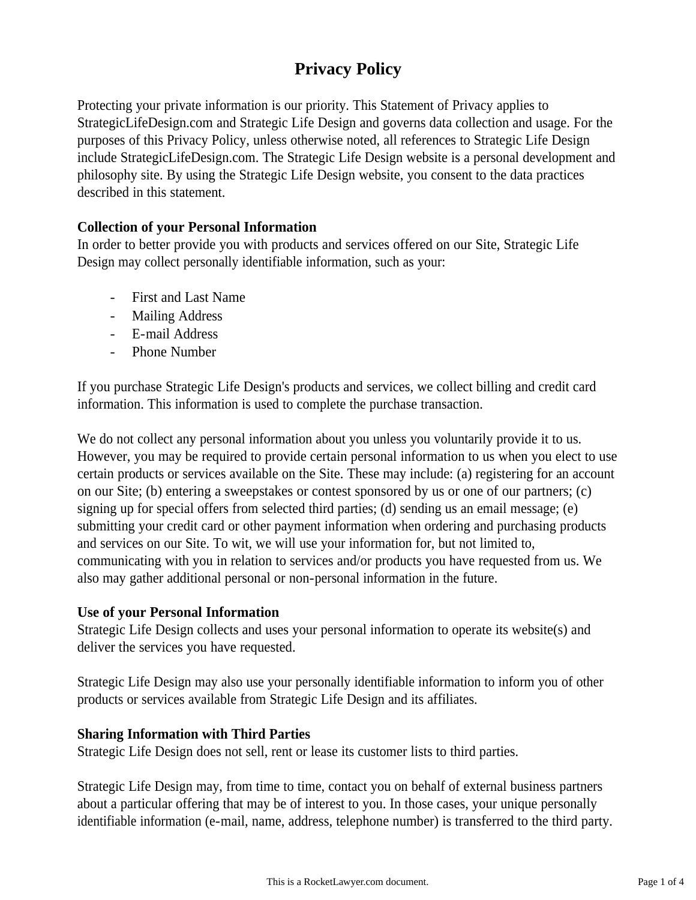# Privacy Policy

Protecting your private information is our priority. This Statement of Privacy applies to StrategicLifeDesign.com and Strategic Life Design and governs data collection and usage. For the purposes of this Privacy Policy, unless otherwise noted, all references to Strategic Life Design include StrategicLifeDesign.com. The Strategic Life Design website is a personal development and philosophy site. By using the Strategic Life Design website, you consent to the data practices described in this statement.

**Collection of your Personal Information**

In order to better provide you with products and services offered on our Site, Strategic Life Design may collect personally identifiable information, such as your:

- First and Last Name
- Mailing Address
- E-mail Address
- Phone Number

If you purchase Strategic Life Design's products and services, we collect billing and credit card information. This information is used to complete the purchase transaction.

We do not collect any personal information about you unless you voluntarily provide it to us. However, you may be required to provide certain personal information to us when you elect to use certain products or services available on the Site. These may include: (a) registering for an account on our Site; (b) entering a sweepstakes or contest sponsored by us or one of our partners; (c) signing up for special offers from selected third parties; (d) sending us an email message; (e) submitting your credit card or other payment information when ordering and purchasing products and services on our Site. To wit, we will use your information for, but not limited to, communicating with you in relation to services and/or products you have requested from us. We also may gather additional personal or non-personal information in the future.

**Use of your Personal Information**

Strategic Life Design collects and uses your personal information to operate its website(s) and deliver the services you have requested.

Strategic Life Design may also use your personally identifiable information to inform you of other products or services available from Strategic Life Design and its affiliates.

**Sharing Information with Third Parties**

Strategic Life Design does not sell, rent or lease its customer lists to third parties.

Strategic Life Design may, from time to time, contact you on behalf of external business partners about a particular offering that may be of interest to you. In those cases, your unique personally identifiable information (e-mail, name, address, telephone number) is transferred to the third party.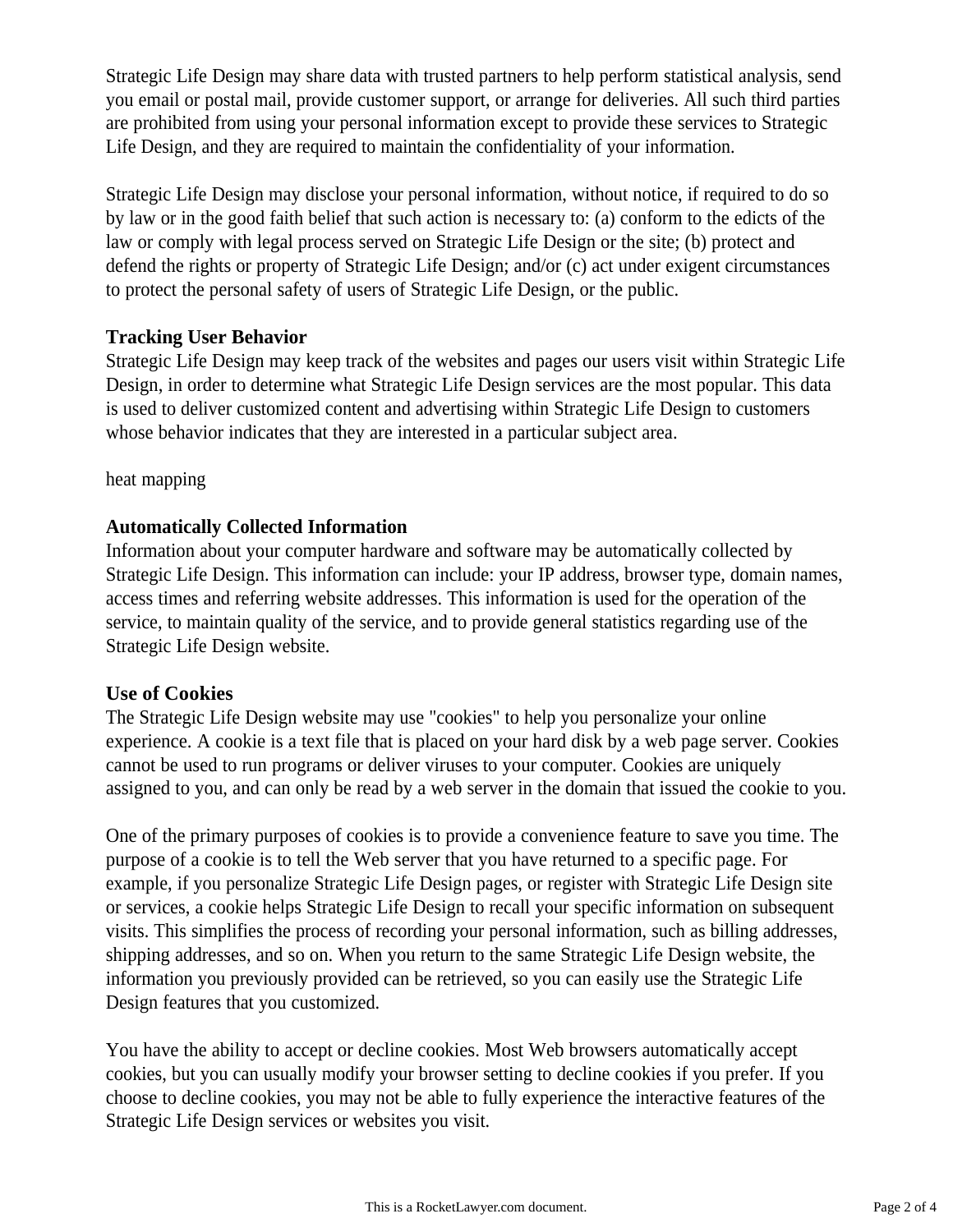Strategic Life Design may share data with trusted partners to help perform statistical analysis, send you email or postal mail, provide customer support, or arrange for deliveries. All such third parties are prohibited from using your personal information except to provide these services to Strategic Life Design, and they are required to maintain the confidentiality of your information.

Strategic Life Design may disclose your personal information, without notice, if required to do so by law or in the good faith belief that such action is necessary to: (a) conform to the edicts of the law or comply with legal process served on Strategic Life Design or the site; (b) protect and defend the rights or property of Strategic Life Design; and/or (c) act under exigent circumstances to protect the personal safety of users of Strategic Life Design, or the public.

**Tracking User Behavior**

Strategic Life Design may keep track of the websites and pages our users visit within Strategic Life Design, in order to determine what Strategic Life Design services are the most popular. This data is used to deliver customized content and advertising within Strategic Life Design to customers whose behavior indicates that they are interested in a particular subject area.

heat mapping

**Automatically Collected Information**

Information about your computer hardware and software may be automatically collected by Strategic Life Design. This information can include: your IP address, browser type, domain names, access times and referring website addresses. This information is used for the operation of the service, to maintain quality of the service, and to provide general statistics regarding use of the Strategic Life Design website.

**Use of Cookies**

The Strategic Life Design website may use "cookies" to help you personalize your online experience. A cookie is a text file that is placed on your hard disk by a web page server. Cookies cannot be used to run programs or deliver viruses to your computer. Cookies are uniquely assigned to you, and can only be read by a web server in the domain that issued the cookie to you.

One of the primary purposes of cookies is to provide a convenience feature to save you time. The purpose of a cookie is to tell the Web server that you have returned to a specific page. For example, if you personalize Strategic Life Design pages, or register with Strategic Life Design site or services, a cookie helps Strategic Life Design to recall your specific information on subsequent visits. This simplifies the process of recording your personal information, such as billing addresses, shipping addresses, and so on. When you return to the same Strategic Life Design website, the information you previously provided can be retrieved, so you can easily use the Strategic Life Design features that you customized.

You have the ability to accept or decline cookies. Most Web browsers automatically accept cookies, but you can usually modify your browser setting to decline cookies if you prefer. If you choose to decline cookies, you may not be able to fully experience the interactive features of the Strategic Life Design services or websites you visit.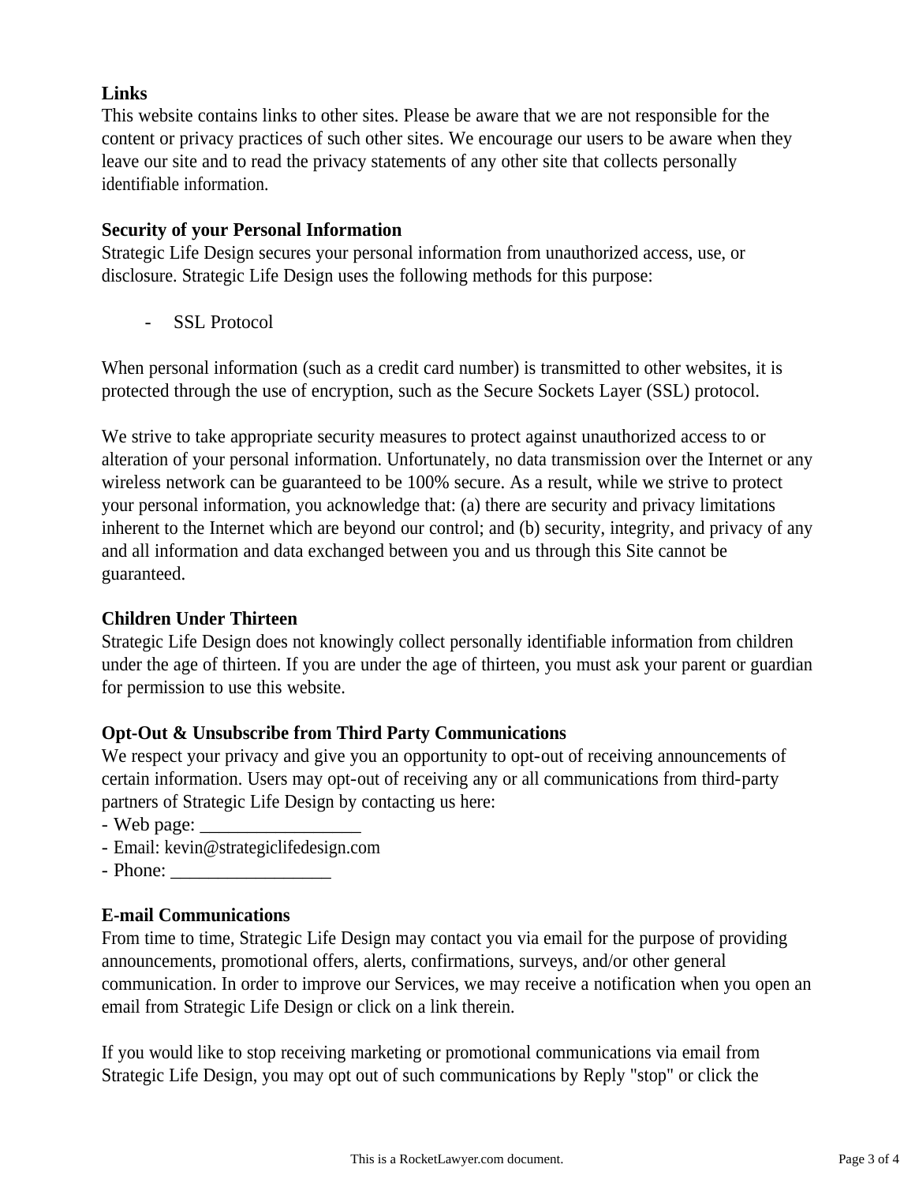**Links**
This website contains links to other sites. Please be aware that we are not responsible for the content or privacy practices of such other sites. We encourage our users to be aware when they leave our site and to read the privacy statements of any other site that collects personally identifiable information.

**Security of your Personal Information**
Strategic Life Design secures your personal information from unauthorized access, use, or disclosure. Strategic Life Design uses the following methods for this purpose:

- SSL Protocol

When personal information (such as a credit card number) is transmitted to other websites, it is protected through the use of encryption, such as the Secure Sockets Layer (SSL) protocol.

We strive to take appropriate security measures to protect against unauthorized access to or alteration of your personal information. Unfortunately, no data transmission over the Internet or any wireless network can be guaranteed to be 100% secure. As a result, while we strive to protect your personal information, you acknowledge that: (a) there are security and privacy limitations inherent to the Internet which are beyond our control; and (b) security, integrity, and privacy of any and all information and data exchanged between you and us through this Site cannot be guaranteed.

**Children Under Thirteen**
Strategic Life Design does not knowingly collect personally identifiable information from children under the age of thirteen. If you are under the age of thirteen, you must ask your parent or guardian for permission to use this website.

**Opt-Out & Unsubscribe from Third Party Communications**
We respect your privacy and give you an opportunity to opt-out of receiving announcements of certain information. Users may opt-out of receiving any or all communications from third-party partners of Strategic Life Design by contacting us here:
- Web page: _________________
- Email: kevin@strategiclifedesign.com
- Phone: _________________

**E-mail Communications**
From time to time, Strategic Life Design may contact you via email for the purpose of providing announcements, promotional offers, alerts, confirmations, surveys, and/or other general communication. In order to improve our Services, we may receive a notification when you open an email from Strategic Life Design or click on a link therein.

If you would like to stop receiving marketing or promotional communications via email from Strategic Life Design, you may opt out of such communications by Reply "stop" or click the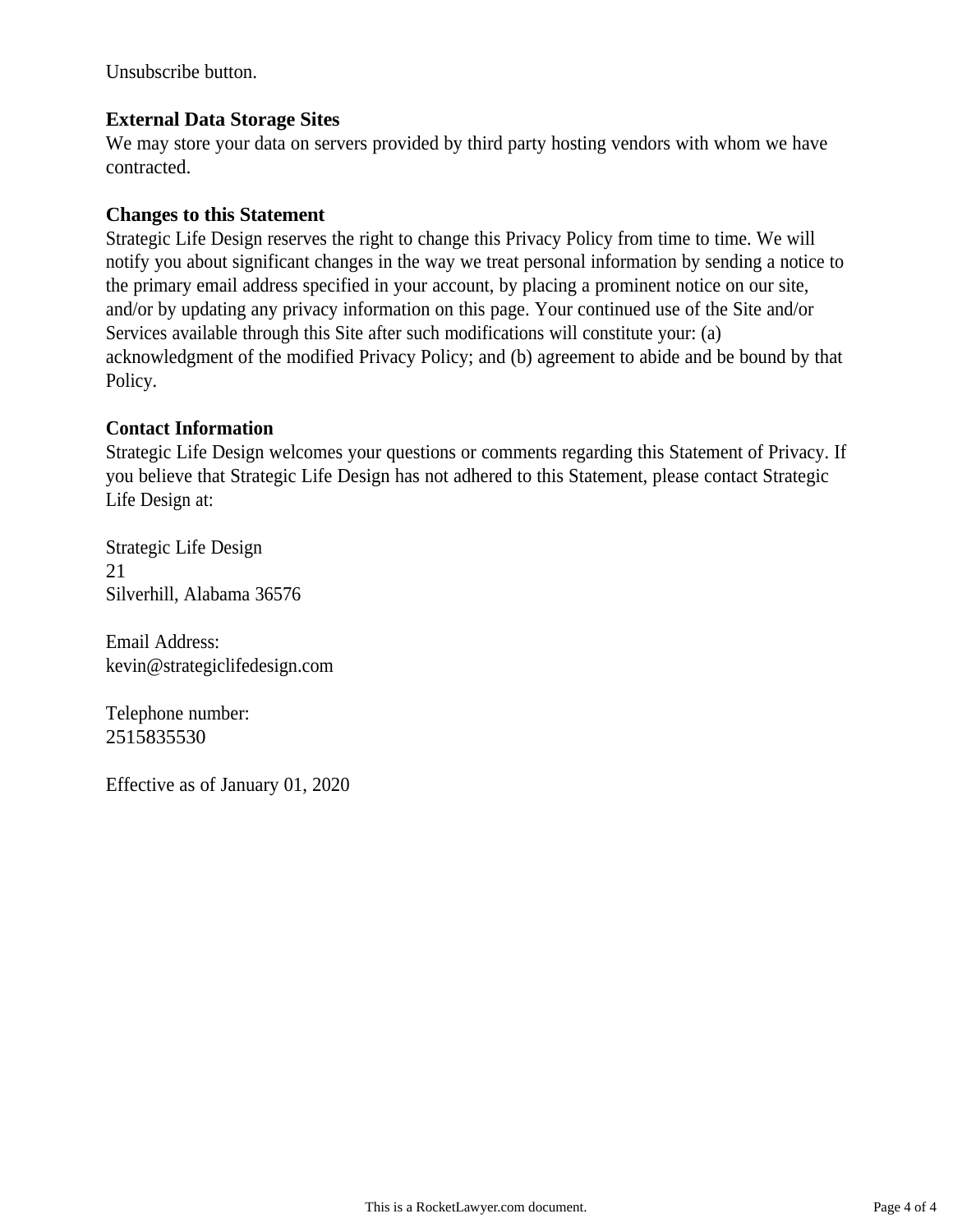Unsubscribe button.

**External Data Storage Sites**

We may store your data on servers provided by third party hosting vendors with whom we have contracted.

**Changes to this Statement**

Strategic Life Design reserves the right to change this Privacy Policy from time to time. We will notify you about significant changes in the way we treat personal information by sending a notice to the primary email address specified in your account, by placing a prominent notice on our site, and/or by updating any privacy information on this page. Your continued use of the Site and/or Services available through this Site after such modifications will constitute your: (a) acknowledgment of the modified Privacy Policy; and (b) agreement to abide and be bound by that Policy.

**Contact Information**

Strategic Life Design welcomes your questions or comments regarding this Statement of Privacy. If you believe that Strategic Life Design has not adhered to this Statement, please contact Strategic Life Design at:

Strategic Life Design
21
Silverhill, Alabama 36576

Email Address:
kevin@strategiclifedesign.com

Telephone number:
2515835530

Effective as of January 01, 2020

This is a RocketLawyer.com document.